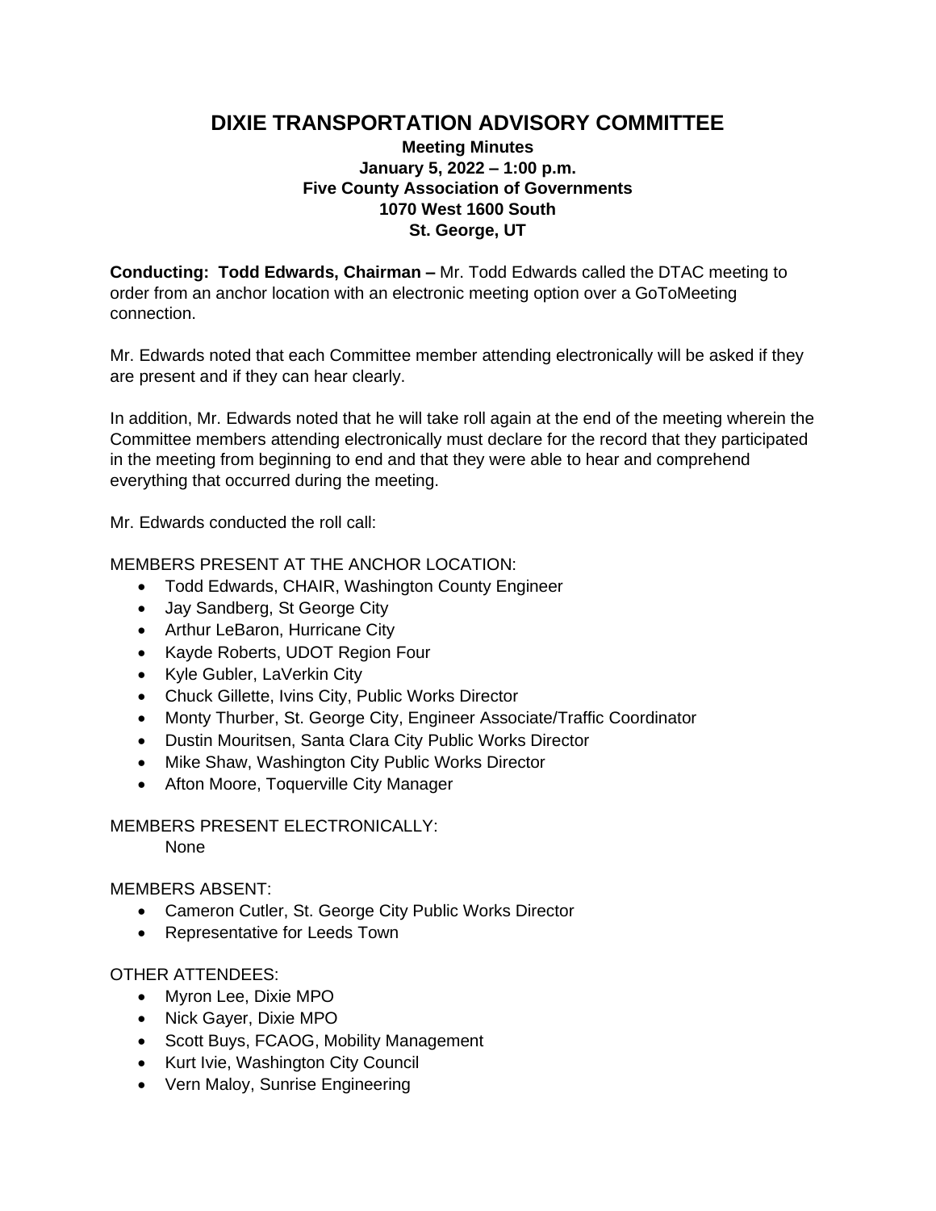# DIXIE TRANSPORTATION ADVISORY COMMITTEE

**Meeting Minutes**
**January 5, 2022 – 1:00 p.m.**
**Five County Association of Governments**
**1070 West 1600 South**
**St. George, UT**

**Conducting: Todd Edwards, Chairman –** Mr. Todd Edwards called the DTAC meeting to order from an anchor location with an electronic meeting option over a GoToMeeting connection.

Mr. Edwards noted that each Committee member attending electronically will be asked if they are present and if they can hear clearly.

In addition, Mr. Edwards noted that he will take roll again at the end of the meeting wherein the Committee members attending electronically must declare for the record that they participated in the meeting from beginning to end and that they were able to hear and comprehend everything that occurred during the meeting.

Mr. Edwards conducted the roll call:

MEMBERS PRESENT AT THE ANCHOR LOCATION:

- Todd Edwards, CHAIR, Washington County Engineer
- Jay Sandberg, St George City
- Arthur LeBaron, Hurricane City
- Kayde Roberts, UDOT Region Four
- Kyle Gubler, LaVerkin City
- Chuck Gillette, Ivins City, Public Works Director
- Monty Thurber, St. George City, Engineer Associate/Traffic Coordinator
- Dustin Mouritsen, Santa Clara City Public Works Director
- Mike Shaw, Washington City Public Works Director
- Afton Moore, Toquerville City Manager

MEMBERS PRESENT ELECTRONICALLY:

None

MEMBERS ABSENT:

- Cameron Cutler, St. George City Public Works Director
- Representative for Leeds Town

OTHER ATTENDEES:

- Myron Lee, Dixie MPO
- Nick Gayer, Dixie MPO
- Scott Buys, FCAOG, Mobility Management
- Kurt Ivie, Washington City Council
- Vern Maloy, Sunrise Engineering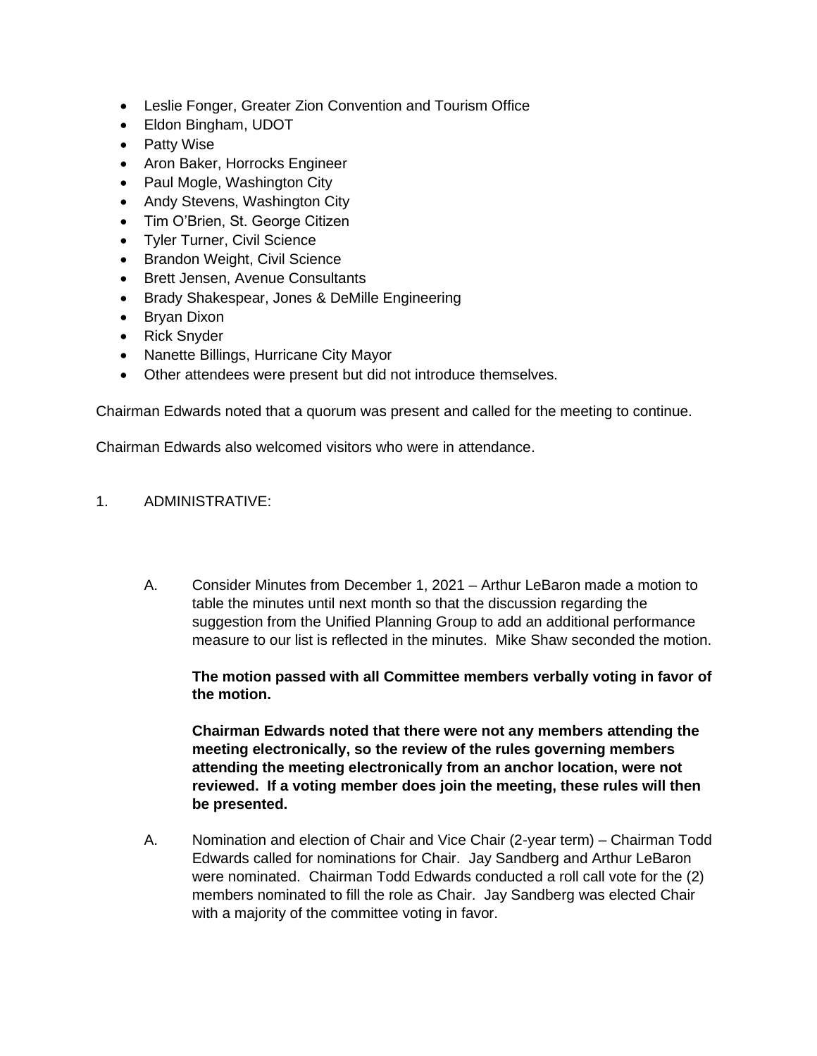- Leslie Fonger, Greater Zion Convention and Tourism Office
- Eldon Bingham, UDOT
- Patty Wise
- Aron Baker, Horrocks Engineer
- Paul Mogle, Washington City
- Andy Stevens, Washington City
- Tim O'Brien, St. George Citizen
- Tyler Turner, Civil Science
- Brandon Weight, Civil Science
- Brett Jensen, Avenue Consultants
- Brady Shakespear, Jones & DeMille Engineering
- Bryan Dixon
- Rick Snyder
- Nanette Billings, Hurricane City Mayor
- Other attendees were present but did not introduce themselves.

Chairman Edwards noted that a quorum was present and called for the meeting to continue.

Chairman Edwards also welcomed visitors who were in attendance.

1. ADMINISTRATIVE:

A. Consider Minutes from December 1, 2021 – Arthur LeBaron made a motion to table the minutes until next month so that the discussion regarding the suggestion from the Unified Planning Group to add an additional performance measure to our list is reflected in the minutes. Mike Shaw seconded the motion.

**The motion passed with all Committee members verbally voting in favor of the motion.**

**Chairman Edwards noted that there were not any members attending the meeting electronically, so the review of the rules governing members attending the meeting electronically from an anchor location, were not reviewed. If a voting member does join the meeting, these rules will then be presented.**

A. Nomination and election of Chair and Vice Chair (2-year term) – Chairman Todd Edwards called for nominations for Chair. Jay Sandberg and Arthur LeBaron were nominated. Chairman Todd Edwards conducted a roll call vote for the (2) members nominated to fill the role as Chair. Jay Sandberg was elected Chair with a majority of the committee voting in favor.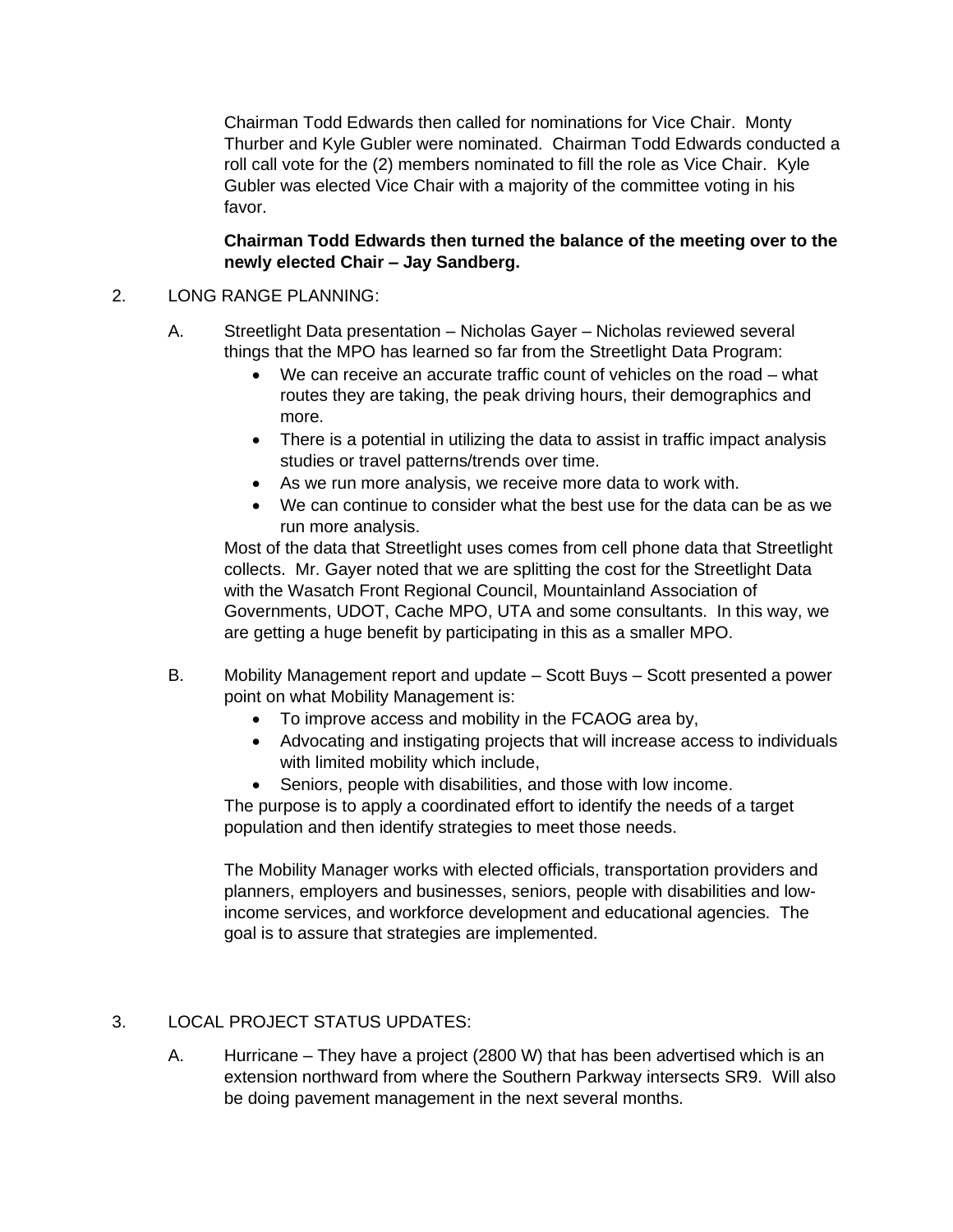Chairman Todd Edwards then called for nominations for Vice Chair. Monty Thurber and Kyle Gubler were nominated. Chairman Todd Edwards conducted a roll call vote for the (2) members nominated to fill the role as Vice Chair. Kyle Gubler was elected Vice Chair with a majority of the committee voting in his favor.

**Chairman Todd Edwards then turned the balance of the meeting over to the newly elected Chair – Jay Sandberg.**

2. LONG RANGE PLANNING:

A. Streetlight Data presentation – Nicholas Gayer – Nicholas reviewed several things that the MPO has learned so far from the Streetlight Data Program:

- We can receive an accurate traffic count of vehicles on the road – what routes they are taking, the peak driving hours, their demographics and more.
- There is a potential in utilizing the data to assist in traffic impact analysis studies or travel patterns/trends over time.
- As we run more analysis, we receive more data to work with.
- We can continue to consider what the best use for the data can be as we run more analysis.

Most of the data that Streetlight uses comes from cell phone data that Streetlight collects. Mr. Gayer noted that we are splitting the cost for the Streetlight Data with the Wasatch Front Regional Council, Mountainland Association of Governments, UDOT, Cache MPO, UTA and some consultants. In this way, we are getting a huge benefit by participating in this as a smaller MPO.

B. Mobility Management report and update – Scott Buys – Scott presented a power point on what Mobility Management is:

- To improve access and mobility in the FCAOG area by,
- Advocating and instigating projects that will increase access to individuals with limited mobility which include,
- Seniors, people with disabilities, and those with low income.

The purpose is to apply a coordinated effort to identify the needs of a target population and then identify strategies to meet those needs.

The Mobility Manager works with elected officials, transportation providers and planners, employers and businesses, seniors, people with disabilities and low-income services, and workforce development and educational agencies. The goal is to assure that strategies are implemented.

3. LOCAL PROJECT STATUS UPDATES:

A. Hurricane – They have a project (2800 W) that has been advertised which is an extension northward from where the Southern Parkway intersects SR9. Will also be doing pavement management in the next several months.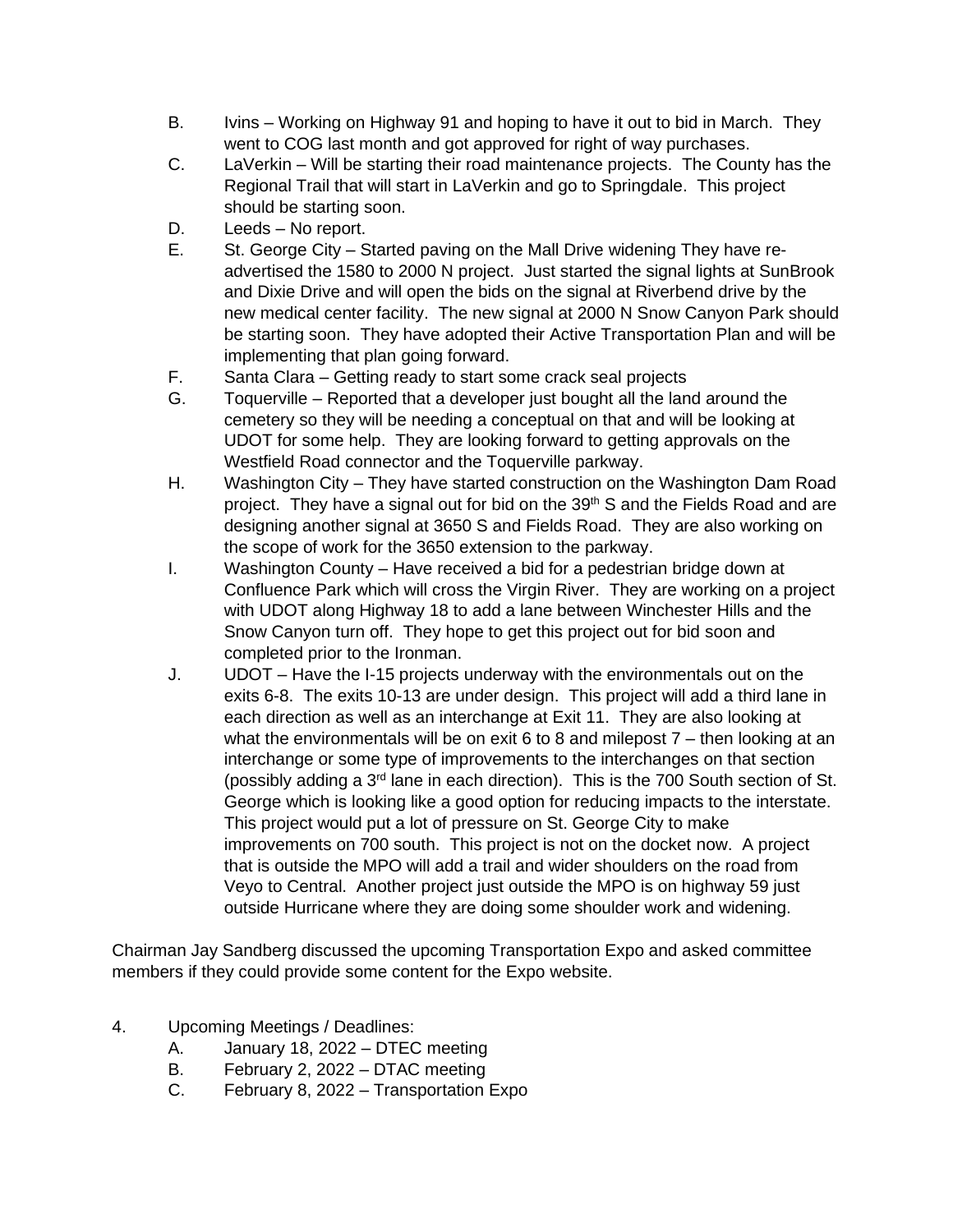B. Ivins – Working on Highway 91 and hoping to have it out to bid in March. They went to COG last month and got approved for right of way purchases.

C. LaVerkin – Will be starting their road maintenance projects. The County has the Regional Trail that will start in LaVerkin and go to Springdale. This project should be starting soon.

D. Leeds – No report.

E. St. George City – Started paving on the Mall Drive widening They have re-advertised the 1580 to 2000 N project. Just started the signal lights at SunBrook and Dixie Drive and will open the bids on the signal at Riverbend drive by the new medical center facility. The new signal at 2000 N Snow Canyon Park should be starting soon. They have adopted their Active Transportation Plan and will be implementing that plan going forward.

F. Santa Clara – Getting ready to start some crack seal projects

G. Toquerville – Reported that a developer just bought all the land around the cemetery so they will be needing a conceptual on that and will be looking at UDOT for some help. They are looking forward to getting approvals on the Westfield Road connector and the Toquerville parkway.

H. Washington City – They have started construction on the Washington Dam Road project. They have a signal out for bid on the 39th S and the Fields Road and are designing another signal at 3650 S and Fields Road. They are also working on the scope of work for the 3650 extension to the parkway.

I. Washington County – Have received a bid for a pedestrian bridge down at Confluence Park which will cross the Virgin River. They are working on a project with UDOT along Highway 18 to add a lane between Winchester Hills and the Snow Canyon turn off. They hope to get this project out for bid soon and completed prior to the Ironman.

J. UDOT – Have the I-15 projects underway with the environmentals out on the exits 6-8. The exits 10-13 are under design. This project will add a third lane in each direction as well as an interchange at Exit 11. They are also looking at what the environmentals will be on exit 6 to 8 and milepost 7 – then looking at an interchange or some type of improvements to the interchanges on that section (possibly adding a 3rd lane in each direction). This is the 700 South section of St. George which is looking like a good option for reducing impacts to the interstate. This project would put a lot of pressure on St. George City to make improvements on 700 south. This project is not on the docket now. A project that is outside the MPO will add a trail and wider shoulders on the road from Veyo to Central. Another project just outside the MPO is on highway 59 just outside Hurricane where they are doing some shoulder work and widening.

Chairman Jay Sandberg discussed the upcoming Transportation Expo and asked committee members if they could provide some content for the Expo website.

4. Upcoming Meetings / Deadlines:
   A. January 18, 2022 – DTEC meeting
   B. February 2, 2022 – DTAC meeting
   C. February 8, 2022 – Transportation Expo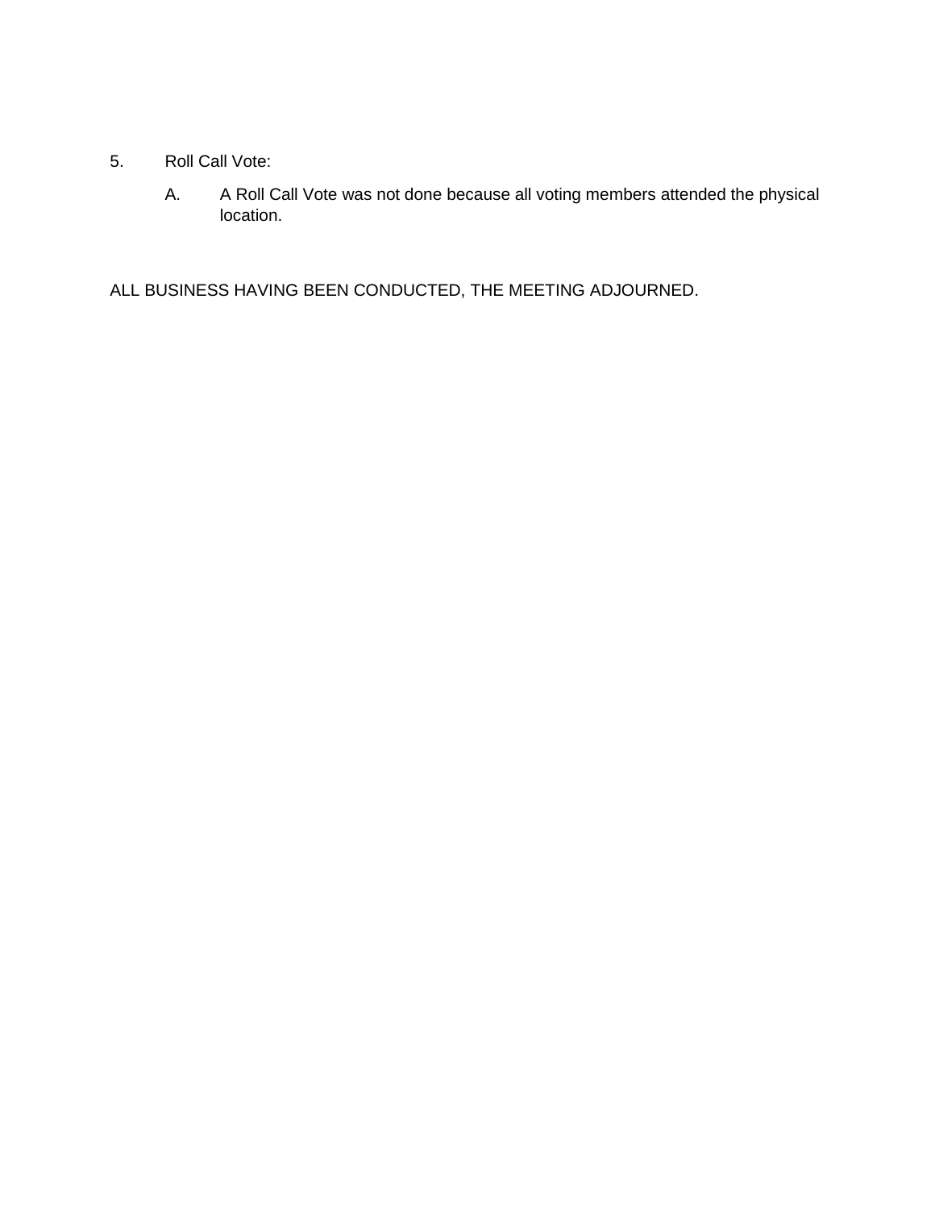5. Roll Call Vote:

   A. A Roll Call Vote was not done because all voting members attended the physical location.

ALL BUSINESS HAVING BEEN CONDUCTED, THE MEETING ADJOURNED.